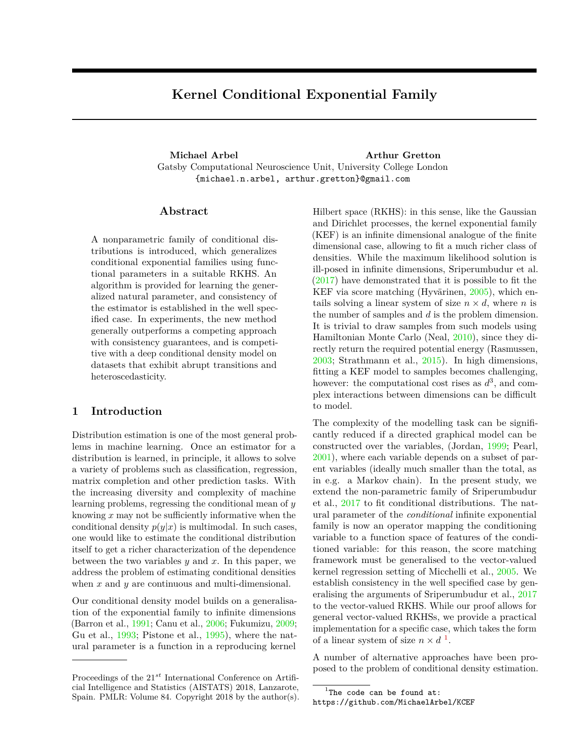# Kernel Conditional Exponential Family

**Michael Arbel** **Arthur Gretton**

Gatsby Computational Neuroscience Unit, University College London

{michael.n.arbel, arthur.gretton}@gmail.com

## Abstract

A nonparametric family of conditional distributions is introduced, which generalizes conditional exponential families using functional parameters in a suitable RKHS. An algorithm is provided for learning the generalized natural parameter, and consistency of the estimator is established in the well specified case. In experiments, the new method generally outperforms a competing approach with consistency guarantees, and is competitive with a deep conditional density model on datasets that exhibit abrupt transitions and heteroscedasticity.

## 1 Introduction

Distribution estimation is one of the most general problems in machine learning. Once an estimator for a distribution is learned, in principle, it allows to solve a variety of problems such as classification, regression, matrix completion and other prediction tasks. With the increasing diversity and complexity of machine learning problems, regressing the conditional mean of $y$ knowing $x$ may not be sufficiently informative when the conditional density $p(y|x)$ is multimodal. In such cases, one would like to estimate the conditional distribution itself to get a richer characterization of the dependence between the two variables $y$ and $x$. In this paper, we address the problem of estimating conditional densities when $x$ and $y$ are continuous and multi-dimensional.

Our conditional density model builds on a generalisation of the exponential family to infinite dimensions (Barron et al., 1991; Canu et al., 2006; Fukumizu, 2009; Gu et al., 1993; Pistone et al., 1995), where the natural parameter is a function in a reproducing kernel Hilbert space (RKHS): in this sense, like the Gaussian and Dirichlet processes, the kernel exponential family (KEF) is an infinite dimensional analogue of the finite dimensional case, allowing to fit a much richer class of densities. While the maximum likelihood solution is ill-posed in infinite dimensions, Sriperumbudur et al. (2017) have demonstrated that it is possible to fit the KEF via score matching (Hyvärinen, 2005), which entails solving a linear system of size $n \times d$, where $n$ is the number of samples and $d$ is the problem dimension. It is trivial to draw samples from such models using Hamiltonian Monte Carlo (Neal, 2010), since they directly return the required potential energy (Rasmussen, 2003; Strathmann et al., 2015). In high dimensions, fitting a KEF model to samples becomes challenging, however: the computational cost rises as $d^3$, and complex interactions between dimensions can be difficult to model.

The complexity of the modelling task can be significantly reduced if a directed graphical model can be constructed over the variables, (Jordan, 1999; Pearl, 2001), where each variable depends on a subset of parent variables (ideally much smaller than the total, as in e.g. a Markov chain). In the present study, we extend the non-parametric family of Sriperumbudur et al., 2017 to fit conditional distributions. The natural parameter of the *conditional* infinite exponential family is now an operator mapping the conditioning variable to a function space of features of the conditioned variable: for this reason, the score matching framework must be generalised to the vector-valued kernel regression setting of Micchelli et al., 2005. We establish consistency in the well specified case by generalising the arguments of Sriperumbudur et al., 2017 to the vector-valued RKHS. While our proof allows for general vector-valued RKHSs, we provide a practical implementation for a specific case, which takes the form of a linear system of size $n \times d$ [1].

A number of alternative approaches have been proposed to the problem of conditional density estimation.

---

Proceedings of the 21[st] International Conference on Artificial Intelligence and Statistics (AISTATS) 2018, Lanzarote, Spain. PMLR: Volume 84. Copyright 2018 by the author(s).

[1] The code can be found at: https://github.com/MichaelArbel/KCEF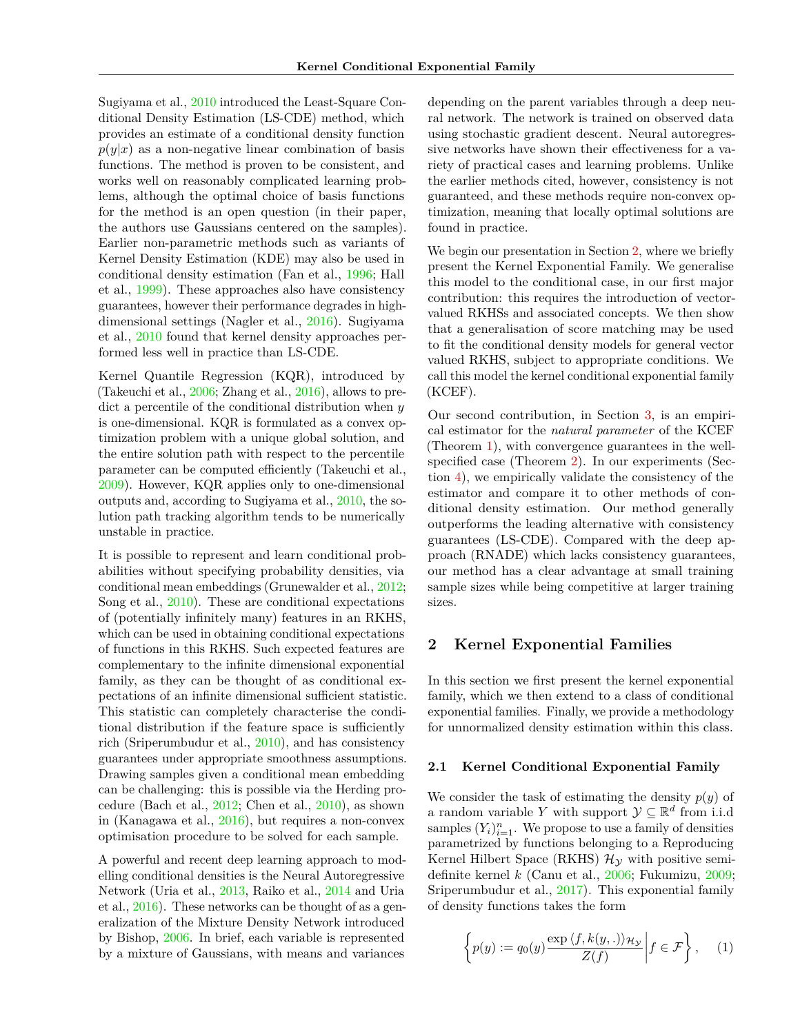Sugiyama et al., 2010 introduced the Least-Square Conditional Density Estimation (LS-CDE) method, which provides an estimate of a conditional density function $p(y|x)$ as a non-negative linear combination of basis functions. The method is proven to be consistent, and works well on reasonably complicated learning problems, although the optimal choice of basis functions for the method is an open question (in their paper, the authors use Gaussians centered on the samples). Earlier non-parametric methods such as variants of Kernel Density Estimation (KDE) may also be used in conditional density estimation (Fan et al., 1996; Hall et al., 1999). These approaches also have consistency guarantees, however their performance degrades in high-dimensional settings (Nagler et al., 2016). Sugiyama et al., 2010 found that kernel density approaches performed less well in practice than LS-CDE.

Kernel Quantile Regression (KQR), introduced by (Takeuchi et al., 2006; Zhang et al., 2016), allows to predict a percentile of the conditional distribution when $y$ is one-dimensional. KQR is formulated as a convex optimization problem with a unique global solution, and the entire solution path with respect to the percentile parameter can be computed efficiently (Takeuchi et al., 2009). However, KQR applies only to one-dimensional outputs and, according to Sugiyama et al., 2010, the solution path tracking algorithm tends to be numerically unstable in practice.

It is possible to represent and learn conditional probabilities without specifying probability densities, via conditional mean embeddings (Grunewalder et al., 2012; Song et al., 2010). These are conditional expectations of (potentially infinitely many) features in an RKHS, which can be used in obtaining conditional expectations of functions in this RKHS. Such expected features are complementary to the infinite dimensional exponential family, as they can be thought of as conditional expectations of an infinite dimensional sufficient statistic. This statistic can completely characterise the conditional distribution if the feature space is sufficiently rich (Sriperumbudur et al., 2010), and has consistency guarantees under appropriate smoothness assumptions. Drawing samples given a conditional mean embedding can be challenging: this is possible via the Herding procedure (Bach et al., 2012; Chen et al., 2010), as shown in (Kanagawa et al., 2016), but requires a non-convex optimisation procedure to be solved for each sample.

A powerful and recent deep learning approach to modelling conditional densities is the Neural Autoregressive Network (Uria et al., 2013, Raiko et al., 2014 and Uria et al., 2016). These networks can be thought of as a generalization of the Mixture Density Network introduced by Bishop, 2006. In brief, each variable is represented by a mixture of Gaussians, with means and variances depending on the parent variables through a deep neural network. The network is trained on observed data using stochastic gradient descent. Neural autoregressive networks have shown their effectiveness for a variety of practical cases and learning problems. Unlike the earlier methods cited, however, consistency is not guaranteed, and these methods require non-convex optimization, meaning that locally optimal solutions are found in practice.

We begin our presentation in Section 2, where we briefly present the Kernel Exponential Family. We generalise this model to the conditional case, in our first major contribution: this requires the introduction of vector-valued RKHSs and associated concepts. We then show that a generalisation of score matching may be used to fit the conditional density models for general vector valued RKHS, subject to appropriate conditions. We call this model the kernel conditional exponential family (KCEF).

Our second contribution, in Section 3, is an empirical estimator for the *natural parameter* of the KCEF (Theorem 1), with convergence guarantees in the well-specified case (Theorem 2). In our experiments (Section 4), we empirically validate the consistency of the estimator and compare it to other methods of conditional density estimation. Our method generally outperforms the leading alternative with consistency guarantees (LS-CDE). Compared with the deep approach (RNADE) which lacks consistency guarantees, our method has a clear advantage at small training sample sizes while being competitive at larger training sizes.

## 2 Kernel Exponential Families

In this section we first present the kernel exponential family, which we then extend to a class of conditional exponential families. Finally, we provide a methodology for unnormalized density estimation within this class.

### 2.1 Kernel Conditional Exponential Family

We consider the task of estimating the density $p(y)$ of a random variable $Y$ with support $\mathcal{Y} \subseteq \mathbb{R}^d$ from i.i.d samples $(Y_i)_{i=1}^n$. We propose to use a family of densities parametrized by functions belonging to a Reproducing Kernel Hilbert Space (RKHS) $\mathcal{H}_\mathcal{Y}$ with positive semi-definite kernel $k$ (Canu et al., 2006; Fukumizu, 2009; Sriperumbudur et al., 2017). This exponential family of density functions takes the form

$$\left\{ p(y) := q_0(y) \frac{\exp \langle f, k(y, .) \rangle_{\mathcal{H}_\mathcal{Y}}}{Z(f)} \middle| f \in \mathcal{F} \right\}, \quad (1)$$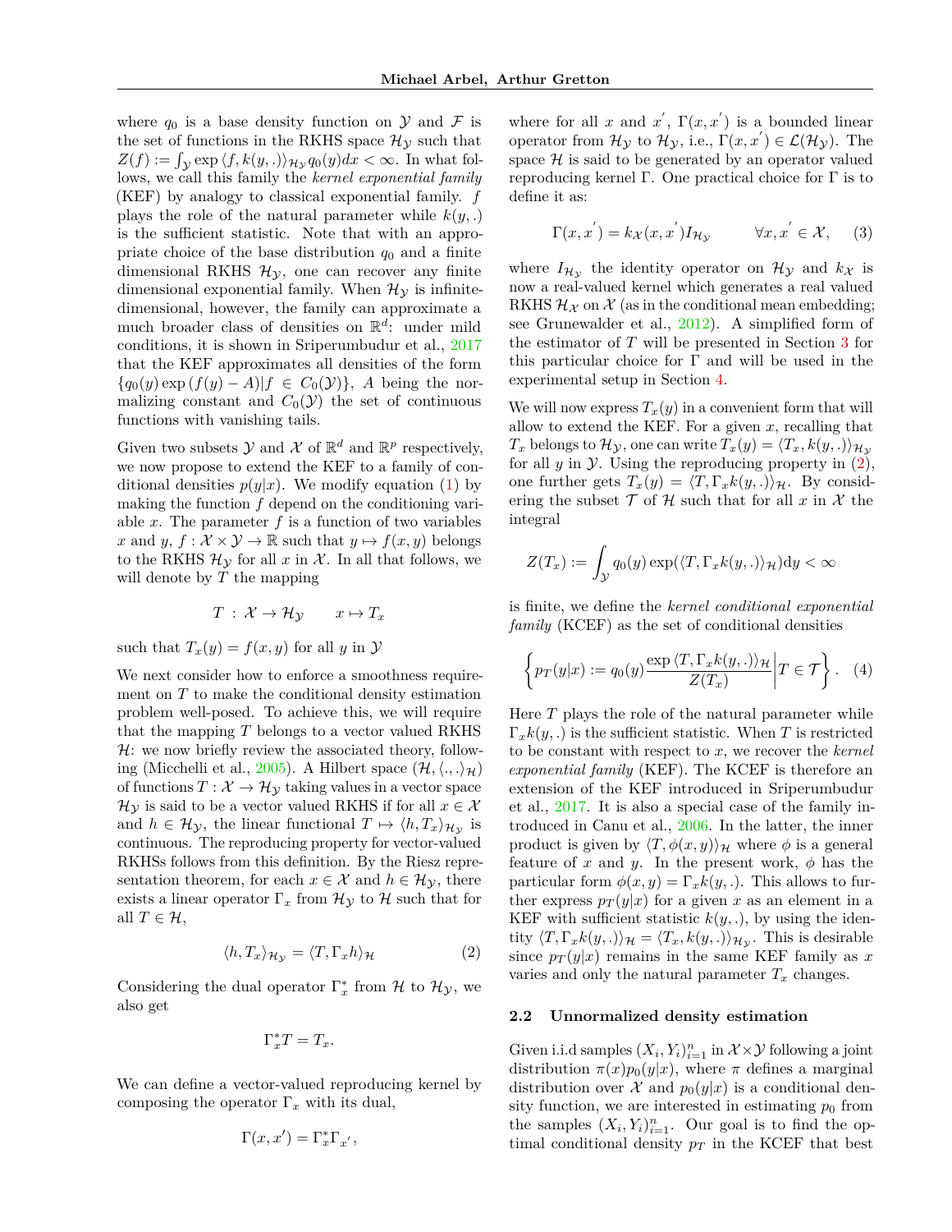where $q_0$ is a base density function on $\mathcal{Y}$ and $\mathcal{F}$ is the set of functions in the RKHS space $\mathcal{H}_\mathcal{Y}$ such that $Z(f) := \int_\mathcal{Y} \exp \langle f, k(y,.)\rangle_{\mathcal{H}_\mathcal{Y}} q_0(y)dx < \infty$. In what follows, we call this family the *kernel exponential family* (KEF) by analogy to classical exponential family. $f$ plays the role of the natural parameter while $k(y,.)$ is the sufficient statistic. Note that with an appropriate choice of the base distribution $q_0$ and a finite dimensional RKHS $\mathcal{H}_\mathcal{Y}$, one can recover any finite dimensional exponential family. When $\mathcal{H}_\mathcal{Y}$ is infinite-dimensional, however, the family can approximate a much broader class of densities on $\mathbb{R}^d$: under mild conditions, it is shown in Sriperumbudur et al., 2017 that the KEF approximates all densities of the form $\{q_0(y)\exp(f(y) - A) | f \in C_0(\mathcal{Y})\}$, $A$ being the normalizing constant and $C_0(\mathcal{Y})$ the set of continuous functions with vanishing tails.

Given two subsets $\mathcal{Y}$ and $\mathcal{X}$ of $\mathbb{R}^d$ and $\mathbb{R}^p$ respectively, we now propose to extend the KEF to a family of conditional densities $p(y|x)$. We modify equation (1) by making the function $f$ depend on the conditioning variable $x$. The parameter $f$ is a function of two variables $x$ and $y$, $f : \mathcal{X} \times \mathcal{Y} \to \mathbb{R}$ such that $y \mapsto f(x,y)$ belongs to the RKHS $\mathcal{H}_\mathcal{Y}$ for all $x$ in $\mathcal{X}$. In all that follows, we will denote by $T$ the mapping

$$T : \mathcal{X} \to \mathcal{H}_\mathcal{Y} \qquad x \mapsto T_x$$

such that $T_x(y) = f(x,y)$ for all $y$ in $\mathcal{Y}$

We next consider how to enforce a smoothness requirement on $T$ to make the conditional density estimation problem well-posed. To achieve this, we will require that the mapping $T$ belongs to a vector valued RKHS $\mathcal{H}$: we now briefly review the associated theory, following (Micchelli et al., 2005). A Hilbert space $(\mathcal{H}, \langle .,. \rangle_\mathcal{H})$ of functions $T : \mathcal{X} \to \mathcal{H}_\mathcal{Y}$ taking values in a vector space $\mathcal{H}_\mathcal{Y}$ is said to be a vector valued RKHS if for all $x \in \mathcal{X}$ and $h \in \mathcal{H}_\mathcal{Y}$, the linear functional $T \mapsto \langle h, T_x\rangle_{\mathcal{H}_\mathcal{Y}}$ is continuous. The reproducing property for vector-valued RKHSs follows from this definition. By the Riesz representation theorem, for each $x \in \mathcal{X}$ and $h \in \mathcal{H}_\mathcal{Y}$, there exists a linear operator $\Gamma_x$ from $\mathcal{H}_\mathcal{Y}$ to $\mathcal{H}$ such that for all $T \in \mathcal{H}$,

$$\langle h, T_x \rangle_{\mathcal{H}_\mathcal{Y}} = \langle T, \Gamma_x h\rangle_\mathcal{H} \tag{2}$$

Considering the dual operator $\Gamma_x^*$ from $\mathcal{H}$ to $\mathcal{H}_\mathcal{Y}$, we also get

$$\Gamma_x^* T = T_x.$$

We can define a vector-valued reproducing kernel by composing the operator $\Gamma_x$ with its dual,

$$\Gamma(x,x') = \Gamma_x^* \Gamma_{x'},$$

where for all $x$ and $x'$, $\Gamma(x,x')$ is a bounded linear operator from $\mathcal{H}_\mathcal{Y}$ to $\mathcal{H}_\mathcal{Y}$, i.e., $\Gamma(x,x') \in \mathcal{L}(\mathcal{H}_\mathcal{Y})$. The space $\mathcal{H}$ is said to be generated by an operator valued reproducing kernel $\Gamma$. One practical choice for $\Gamma$ is to define it as:

$$\Gamma(x,x') = k_\mathcal{X}(x,x') I_{\mathcal{H}_\mathcal{Y}} \qquad \forall x, x' \in \mathcal{X}, \tag{3}$$

where $I_{\mathcal{H}_\mathcal{Y}}$ the identity operator on $\mathcal{H}_\mathcal{Y}$ and $k_\mathcal{X}$ is now a real-valued kernel which generates a real valued RKHS $\mathcal{H}_\mathcal{X}$ on $\mathcal{X}$ (as in the conditional mean embedding; see Grunewalder et al., 2012). A simplified form of the estimator of $T$ will be presented in Section 3 for this particular choice for $\Gamma$ and will be used in the experimental setup in Section 4.

We will now express $T_x(y)$ in a convenient form that will allow to extend the KEF. For a given $x$, recalling that $T_x$ belongs to $\mathcal{H}_\mathcal{Y}$, one can write $T_x(y) = \langle T_x, k(y,.)\rangle_{\mathcal{H}_\mathcal{Y}}$ for all $y$ in $\mathcal{Y}$. Using the reproducing property in (2), one further gets $T_x(y) = \langle T, \Gamma_x k(y,.)\rangle_\mathcal{H}$. By considering the subset $\mathcal{T}$ of $\mathcal{H}$ such that for all $x$ in $\mathcal{X}$ the integral

$$Z(T_x) := \int_\mathcal{Y} q_0(y) \exp(\langle T, \Gamma_x k(y,.)\rangle_\mathcal{H}) \mathrm{d}y < \infty$$

is finite, we define the *kernel conditional exponential family* (KCEF) as the set of conditional densities

$$\left\{ p_T(y|x) := q_0(y) \frac{\exp \langle T, \Gamma_x k(y,.)\rangle_\mathcal{H}}{Z(T_x)} \middle| T \in \mathcal{T} \right\}. \tag{4}$$

Here $T$ plays the role of the natural parameter while $\Gamma_x k(y,.)$ is the sufficient statistic. When $T$ is restricted to be constant with respect to $x$, we recover the *kernel exponential family* (KEF). The KCEF is therefore an extension of the KEF introduced in Sriperumbudur et al., 2017. It is also a special case of the family introduced in Canu et al., 2006. In the latter, the inner product is given by $\langle T, \phi(x,y)\rangle_\mathcal{H}$ where $\phi$ is a general feature of $x$ and $y$. In the present work, $\phi$ has the particular form $\phi(x,y) = \Gamma_x k(y,.)$. This allows to further express $p_T(y|x)$ for a given $x$ as an element in a KEF with sufficient statistic $k(y,.)$, by using the identity $\langle T, \Gamma_x k(y,.)\rangle_\mathcal{H} = \langle T_x, k(y,.)\rangle_{\mathcal{H}_\mathcal{Y}}$. This is desirable since $p_T(y|x)$ remains in the same KEF family as $x$ varies and only the natural parameter $T_x$ changes.

### 2.2 Unnormalized density estimation

Given i.i.d samples $(X_i, Y_i)_{i=1}^n$ in $\mathcal{X} \times \mathcal{Y}$ following a joint distribution $\pi(x)p_0(y|x)$, where $\pi$ defines a marginal distribution over $\mathcal{X}$ and $p_0(y|x)$ is a conditional density function, we are interested in estimating $p_0$ from the samples $(X_i, Y_i)_{i=1}^n$. Our goal is to find the optimal conditional density $p_T$ in the KCEF that best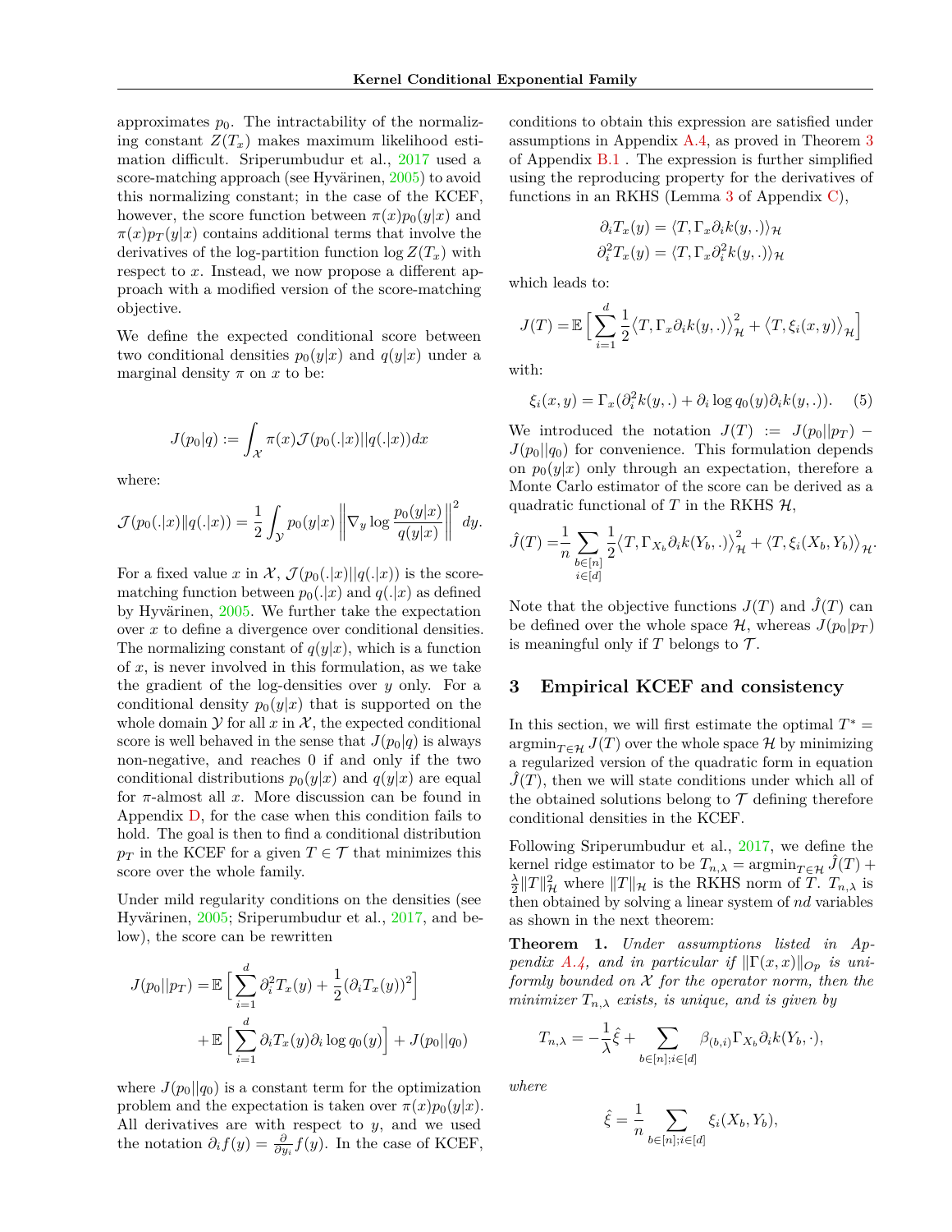approximates $p_0$. The intractability of the normalizing constant $Z(T_x)$ makes maximum likelihood estimation difficult. Sriperumbudur et al., 2017 used a score-matching approach (see Hyvärinen, 2005) to avoid this normalizing constant; in the case of the KCEF, however, the score function between $\pi(x)p_0(y|x)$ and $\pi(x)p_T(y|x)$ contains additional terms that involve the derivatives of the log-partition function $\log Z(T_x)$ with respect to $x$. Instead, we now propose a different approach with a modified version of the score-matching objective.

We define the expected conditional score between two conditional densities $p_0(y|x)$ and $q(y|x)$ under a marginal density $\pi$ on $x$ to be:

$$J(p_0|q) := \int_{\mathcal{X}} \pi(x)\mathcal{J}(p_0(.|x)||q(.|x))dx$$

where:

$$\mathcal{J}(p_0(.|x)\|q(.|x)) = \frac{1}{2}\int_{\mathcal{Y}} p_0(y|x)\left\|\nabla_y \log\frac{p_0(y|x)}{q(y|x)}\right\|^2 dy.$$

For a fixed value $x$ in $\mathcal{X}$, $\mathcal{J}(p_0(.|x)||q(.|x))$ is the score-matching function between $p_0(.|x)$ and $q(.|x)$ as defined by Hyvärinen, 2005. We further take the expectation over $x$ to define a divergence over conditional densities. The normalizing constant of $q(y|x)$, which is a function of $x$, is never involved in this formulation, as we take the gradient of the log-densities over $y$ only. For a conditional density $p_0(y|x)$ that is supported on the whole domain $\mathcal{Y}$ for all $x$ in $\mathcal{X}$, the expected conditional score is well behaved in the sense that $J(p_0|q)$ is always non-negative, and reaches 0 if and only if the two conditional distributions $p_0(y|x)$ and $q(y|x)$ are equal for $\pi$-almost all $x$. More discussion can be found in Appendix D, for the case when this condition fails to hold. The goal is then to find a conditional distribution $p_T$ in the KCEF for a given $T\in\mathcal{T}$ that minimizes this score over the whole family.

Under mild regularity conditions on the densities (see Hyvärinen, 2005; Sriperumbudur et al., 2017, and below), the score can be rewritten

$$\begin{aligned}J(p_0||p_T) =& \mathbb{E}\Big[\sum_{i=1}^d \partial_i^2 T_x(y) + \frac{1}{2}(\partial_i T_x(y))^2\Big]\\ &+ \mathbb{E}\Big[\sum_{i=1}^d \partial_i T_x(y)\partial_i \log q_0(y)\Big] + J(p_0||q_0)\end{aligned}$$

where $J(p_0||q_0)$ is a constant term for the optimization problem and the expectation is taken over $\pi(x)p_0(y|x)$. All derivatives are with respect to $y$, and we used the notation $\partial_i f(y) = \frac{\partial}{\partial y_i}f(y)$. In the case of KCEF, conditions to obtain this expression are satisfied under assumptions in Appendix A.4, as proved in Theorem 3 of Appendix B.1 . The expression is further simplified using the reproducing property for the derivatives of functions in an RKHS (Lemma 3 of Appendix C),

$$\begin{aligned}\partial_i T_x(y) &= \langle T, \Gamma_x \partial_i k(y,.)\rangle_{\mathcal{H}}\\ \partial_i^2 T_x(y) &= \langle T, \Gamma_x \partial_i^2 k(y,.)\rangle_{\mathcal{H}}\end{aligned}$$

which leads to:

$$J(T) = \mathbb{E}\Big[\sum_{i=1}^d \frac{1}{2}\big\langle T, \Gamma_x\partial_i k(y,.)\big\rangle_{\mathcal{H}}^2 + \big\langle T, \xi_i(x,y)\big\rangle_{\mathcal{H}}\Big]$$

with:

$$\xi_i(x,y) = \Gamma_x(\partial_i^2 k(y,.) + \partial_i \log q_0(y)\partial_i k(y,.)). \quad (5)$$

We introduced the notation $J(T) := J(p_0||p_T) - J(p_0||q_0)$ for convenience. This formulation depends on $p_0(y|x)$ only through an expectation, therefore a Monte Carlo estimator of the score can be derived as a quadratic functional of $T$ in the RKHS $\mathcal{H}$,

$$\hat{J}(T) = \frac{1}{n}\sum_{\substack{b\in[n]\\ i\in[d]}} \frac{1}{2}\big\langle T, \Gamma_{X_b}\partial_i k(Y_b,.)\big\rangle_{\mathcal{H}}^2 + \big\langle T, \xi_i(X_b,Y_b)\big\rangle_{\mathcal{H}}.$$

Note that the objective functions $J(T)$ and $\hat{J}(T)$ can be defined over the whole space $\mathcal{H}$, whereas $J(p_0|p_T)$ is meaningful only if $T$ belongs to $\mathcal{T}$.

## 3 Empirical KCEF and consistency

In this section, we will first estimate the optimal $T^* = \operatorname{argmin}_{T\in\mathcal{H}} J(T)$ over the whole space $\mathcal{H}$ by minimizing a regularized version of the quadratic form in equation $\hat{J}(T)$, then we will state conditions under which all of the obtained solutions belong to $\mathcal{T}$ defining therefore conditional densities in the KCEF.

Following Sriperumbudur et al., 2017, we define the kernel ridge estimator to be $T_{n,\lambda} = \operatorname{argmin}_{T\in\mathcal{H}} \hat{J}(T) + \frac{\lambda}{2}\|T\|_{\mathcal{H}}^2$ where $\|T\|_{\mathcal{H}}$ is the RKHS norm of $T$. $T_{n,\lambda}$ is then obtained by solving a linear system of $nd$ variables as shown in the next theorem:

**Theorem 1.** *Under assumptions listed in Appendix A.4, and in particular if $\|\Gamma(x,x)\|_{Op}$ is uniformly bounded on $\mathcal{X}$ for the operator norm, then the minimizer $T_{n,\lambda}$ exists, is unique, and is given by*

$$T_{n,\lambda} = -\frac{1}{\lambda}\hat{\xi} + \sum_{b\in[n];i\in[d]} \beta_{(b,i)}\Gamma_{X_b}\partial_i k(Y_b,\cdot),$$

*where*

$$\hat{\xi} = \frac{1}{n}\sum_{b\in[n];i\in[d]} \xi_i(X_b,Y_b),$$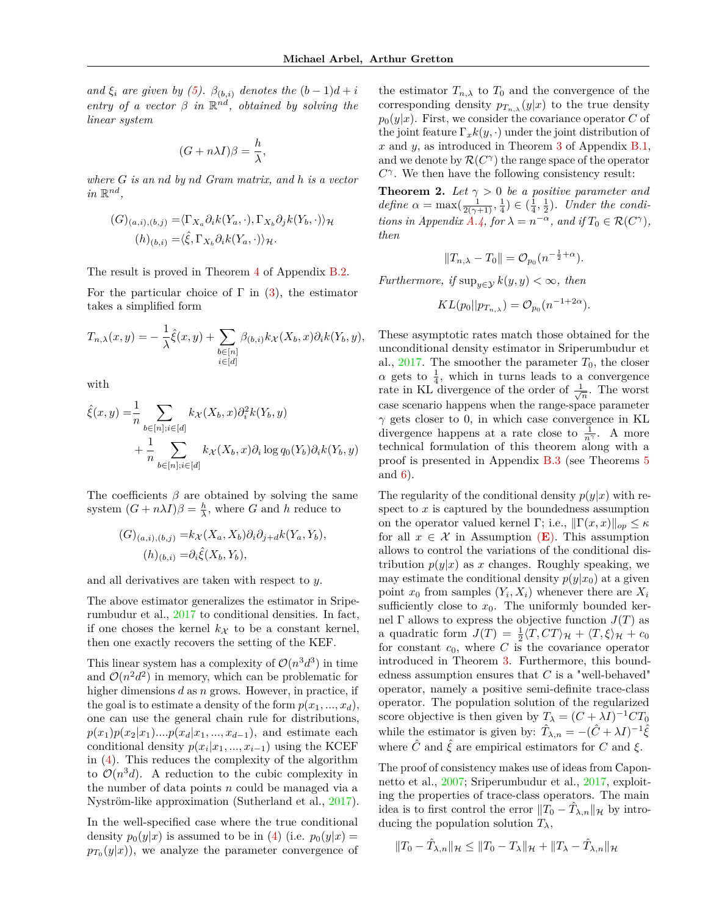*and $\xi_i$ are given by (5). $\beta_{(b,i)}$ denotes the $(b-1)d+i$ entry of a vector $\beta$ in $\mathbb{R}^{nd}$, obtained by solving the linear system*

$$(G + n\lambda I)\beta = \frac{h}{\lambda},$$

*where $G$ is an $nd$ by $nd$ Gram matrix, and $h$ is a vector in $\mathbb{R}^{nd}$,*

$$\begin{aligned}
(G)_{(a,i),(b,j)} &= \langle \Gamma_{X_a} \partial_i k(Y_a, \cdot), \Gamma_{X_b} \partial_j k(Y_b, \cdot)\rangle_{\mathcal{H}} \\
(h)_{(b,i)} &= \langle \hat{\xi}, \Gamma_{X_b} \partial_i k(Y_a, \cdot)\rangle_{\mathcal{H}}.
\end{aligned}$$

The result is proved in Theorem 4 of Appendix B.2.

For the particular choice of $\Gamma$ in (3), the estimator takes a simplified form

$$T_{n,\lambda}(x,y) = -\frac{1}{\lambda}\hat{\xi}(x,y) + \sum_{\substack{b\in[n]\\ i\in[d]}} \beta_{(b,i)} k_{\mathcal{X}}(X_b, x)\partial_i k(Y_b, y),$$

with

$$\begin{aligned}
\hat{\xi}(x,y) =& \frac{1}{n}\sum_{b\in[n];i\in[d]} k_{\mathcal{X}}(X_b,x)\partial_i^2 k(Y_b,y) \\
&+ \frac{1}{n}\sum_{b\in[n];i\in[d]} k_{\mathcal{X}}(X_b,x)\partial_i \log q_0(Y_b)\partial_i k(Y_b,y)
\end{aligned}$$

The coefficients $\beta$ are obtained by solving the same system $(G + n\lambda I)\beta = \frac{h}{\lambda}$, where $G$ and $h$ reduce to

$$\begin{aligned}
(G)_{(a,i),(b,j)} =& k_{\mathcal{X}}(X_a, X_b)\partial_i \partial_{j+d} k(Y_a, Y_b), \\
(h)_{(b,i)} =& \partial_i \hat{\xi}(X_b, Y_b),
\end{aligned}$$

and all derivatives are taken with respect to $y$.

The above estimator generalizes the estimator in Sriperumbudur et al., 2017 to conditional densities. In fact, if one choses the kernel $k_{\mathcal{X}}$ to be a constant kernel, then one exactly recovers the setting of the KEF.

This linear system has a complexity of $\mathcal{O}(n^3 d^3)$ in time and $\mathcal{O}(n^2 d^2)$ in memory, which can be problematic for higher dimensions $d$ as $n$ grows. However, in practice, if the goal is to estimate a density of the form $p(x_1, ..., x_d)$, one can use the general chain rule for distributions, $p(x_1)p(x_2|x_1)....p(x_d|x_1,...,x_{d-1})$, and estimate each conditional density $p(x_i|x_1,...,x_{i-1})$ using the KCEF in (4). This reduces the complexity of the algorithm to $\mathcal{O}(n^3 d)$. A reduction to the cubic complexity in the number of data points $n$ could be managed via a Nyström-like approximation (Sutherland et al., 2017).

In the well-specified case where the true conditional density $p_0(y|x)$ is assumed to be in (4) (i.e. $p_0(y|x) = p_{T_0}(y|x)$), we analyze the parameter convergence of the estimator $T_{n,\lambda}$ to $T_0$ and the convergence of the corresponding density $p_{T_{n,\lambda}}(y|x)$ to the true density $p_0(y|x)$. First, we consider the covariance operator $C$ of the joint feature $\Gamma_x k(y,\cdot)$ under the joint distribution of $x$ and $y$, as introduced in Theorem 3 of Appendix B.1, and we denote by $\mathcal{R}(C^\gamma)$ the range space of the operator $C^\gamma$. We then have the following consistency result:

**Theorem 2.** *Let $\gamma > 0$ be a positive parameter and define $\alpha = \max(\frac{1}{2(\gamma+1)}, \frac{1}{4}) \in (\frac{1}{4}, \frac{1}{2})$. Under the conditions in Appendix A.4, for $\lambda = n^{-\alpha}$, and if $T_0 \in \mathcal{R}(C^\gamma)$, then*

$$\|T_{n,\lambda} - T_0\| = \mathcal{O}_{p_0}(n^{-\frac{1}{2}+\alpha}).$$

*Furthermore, if $\sup_{y\in\mathcal{Y}} k(y,y) < \infty$, then*

$$KL(p_0||p_{T_{n,\lambda}}) = \mathcal{O}_{p_0}(n^{-1+2\alpha}).$$

These asymptotic rates match those obtained for the unconditional density estimator in Sriperumbudur et al., 2017. The smoother the parameter $T_0$, the closer $\alpha$ gets to $\frac{1}{4}$, which in turns leads to a convergence rate in KL divergence of the order of $\frac{1}{\sqrt{n}}$. The worst case scenario happens when the range-space parameter $\gamma$ gets closer to 0, in which case convergence in KL divergence happens at a rate close to $\frac{1}{n^\gamma}$. A more technical formulation of this theorem along with a proof is presented in Appendix B.3 (see Theorems 5 and 6).

The regularity of the conditional density $p(y|x)$ with respect to $x$ is captured by the boundedness assumption on the operator valued kernel $\Gamma$; i.e., $\|\Gamma(x,x)\|_{op} \leq \kappa$ for all $x \in \mathcal{X}$ in Assumption (**E**). This assumption allows to control the variations of the conditional distribution $p(y|x)$ as $x$ changes. Roughly speaking, we may estimate the conditional density $p(y|x_0)$ at a given point $x_0$ from samples $(Y_i, X_i)$ whenever there are $X_i$ sufficiently close to $x_0$. The uniformly bounded kernel $\Gamma$ allows to express the objective function $J(T)$ as a quadratic form $J(T) = \frac{1}{2}\langle T, CT\rangle_{\mathcal{H}} + \langle T, \xi\rangle_{\mathcal{H}} + c_0$ for constant $c_0$, where $C$ is the covariance operator introduced in Theorem 3. Furthermore, this boundedness assumption ensures that $C$ is a "well-behaved" operator, namely a positive semi-definite trace-class operator. The population solution of the regularized score objective is then given by $T_\lambda = (C + \lambda I)^{-1} C T_0$ while the estimator is given by: $\hat{T}_{\lambda,n} = -(\hat{C} + \lambda I)^{-1}\hat{\xi}$ where $\hat{C}$ and $\hat{\xi}$ are empirical estimators for $C$ and $\xi$.

The proof of consistency makes use of ideas from Caponnetto et al., 2007; Sriperumbudur et al., 2017, exploiting the properties of trace-class operators. The main idea is to first control the error $\|T_0 - \hat{T}_{\lambda,n}\|_{\mathcal{H}}$ by introducing the population solution $T_\lambda$,

$$\|T_0 - \hat{T}_{\lambda,n}\|_{\mathcal{H}} \leq \|T_0 - T_\lambda\|_{\mathcal{H}} + \|T_\lambda - \hat{T}_{\lambda,n}\|_{\mathcal{H}}$$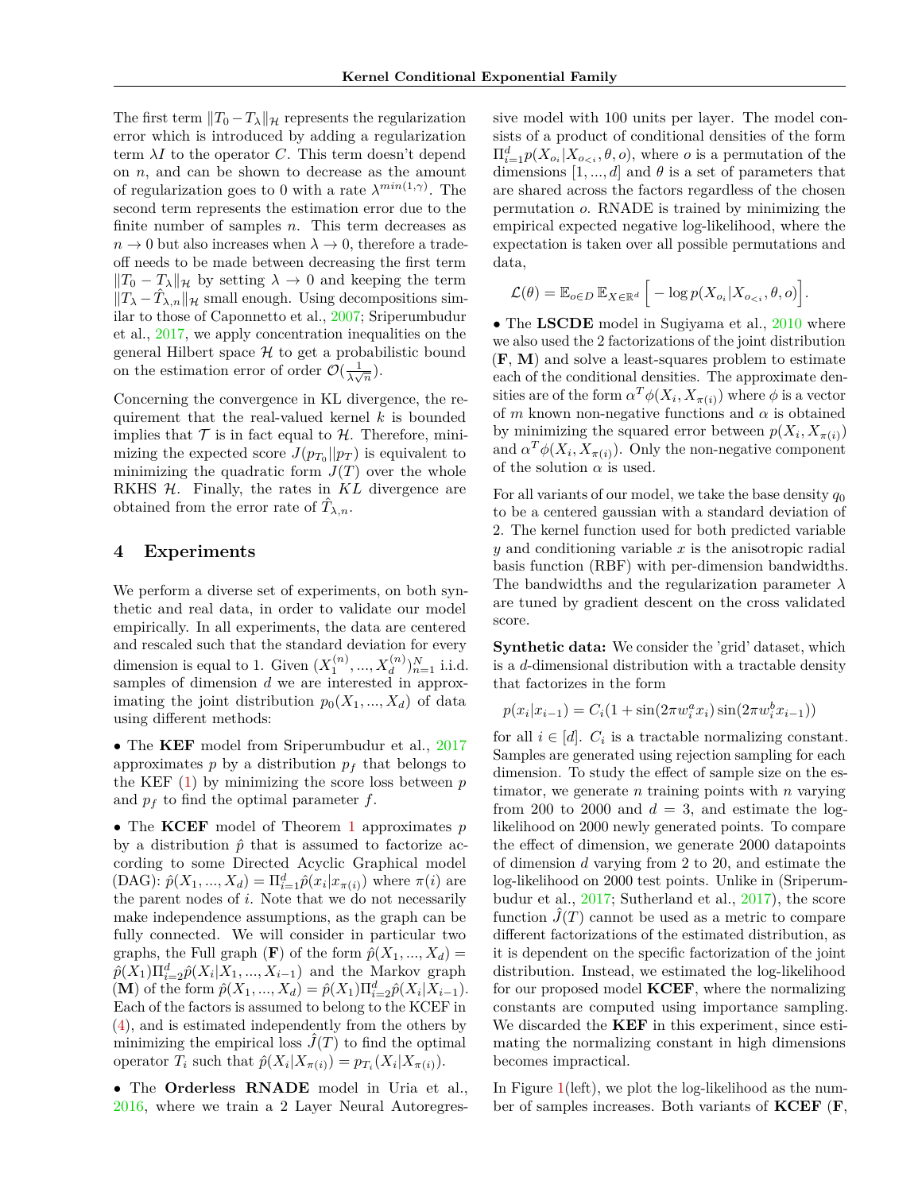The first term $\|T_0 - T_\lambda\|_\mathcal{H}$ represents the regularization error which is introduced by adding a regularization term $\lambda I$ to the operator $C$. This term doesn't depend on $n$, and can be shown to decrease as the amount of regularization goes to 0 with a rate $\lambda^{min(1,\gamma)}$. The second term represents the estimation error due to the finite number of samples $n$. This term decreases as $n \rightarrow 0$ but also increases when $\lambda \rightarrow 0$, therefore a trade-off needs to be made between decreasing the first term $\|T_0 - T_\lambda\|_\mathcal{H}$ by setting $\lambda \rightarrow 0$ and keeping the term $\|T_\lambda - \hat{T}_{\lambda,n}\|_\mathcal{H}$ small enough. Using decompositions similar to those of Caponnetto et al., 2007; Sriperumbudur et al., 2017, we apply concentration inequalities on the general Hilbert space $\mathcal{H}$ to get a probabilistic bound on the estimation error of order $\mathcal{O}(\frac{1}{\lambda\sqrt{n}})$.

Concerning the convergence in KL divergence, the requirement that the real-valued kernel $k$ is bounded implies that $\mathcal{T}$ is in fact equal to $\mathcal{H}$. Therefore, minimizing the expected score $J(p_{T_0}||p_T)$ is equivalent to minimizing the quadratic form $J(T)$ over the whole RKHS $\mathcal{H}$. Finally, the rates in $KL$ divergence are obtained from the error rate of $\hat{T}_{\lambda,n}$.

# 4 Experiments

We perform a diverse set of experiments, on both synthetic and real data, in order to validate our model empirically. In all experiments, the data are centered and rescaled such that the standard deviation for every dimension is equal to 1. Given $(X_1^{(n)}, ..., X_d^{(n)})_{n=1}^N$ i.i.d. samples of dimension $d$ we are interested in approximating the joint distribution $p_0(X_1, ..., X_d)$ of data using different methods:

• The **KEF** model from Sriperumbudur et al., 2017 approximates $p$ by a distribution $p_f$ that belongs to the KEF (1) by minimizing the score loss between $p$ and $p_f$ to find the optimal parameter $f$.

• The **KCEF** model of Theorem 1 approximates $p$ by a distribution $\hat{p}$ that is assumed to factorize according to some Directed Acyclic Graphical model (DAG): $\hat{p}(X_1, ..., X_d) = \Pi_{i=1}^d \hat{p}(x_i|x_{\pi(i)})$ where $\pi(i)$ are the parent nodes of $i$. Note that we do not necessarily make independence assumptions, as the graph can be fully connected. We will consider in particular two graphs, the Full graph (**F**) of the form $\hat{p}(X_1, ..., X_d) = \hat{p}(X_1)\Pi_{i=2}^d \hat{p}(X_i|X_1, ..., X_{i-1})$ and the Markov graph (**M**) of the form $\hat{p}(X_1, ..., X_d) = \hat{p}(X_1)\Pi_{i=2}^d \hat{p}(X_i|X_{i-1})$. Each of the factors is assumed to belong to the KCEF in (4), and is estimated independently from the others by minimizing the empirical loss $\hat{J}(T)$ to find the optimal operator $T_i$ such that $\hat{p}(X_i|X_{\pi(i)}) = p_{T_i}(X_i|X_{\pi(i)})$.

• The **Orderless RNADE** model in Uria et al., 2016, where we train a 2 Layer Neural Autoregressive model with 100 units per layer. The model consists of a product of conditional densities of the form $\Pi_{i=1}^d p(X_{o_i}|X_{o_{<i}}, \theta, o)$, where $o$ is a permutation of the dimensions $[1, ..., d]$ and $\theta$ is a set of parameters that are shared across the factors regardless of the chosen permutation $o$. RNADE is trained by minimizing the empirical expected negative log-likelihood, where the expectation is taken over all possible permutations and data,

$$\mathcal{L}(\theta) = \mathbb{E}_{o \in D}\, \mathbb{E}_{X \in \mathbb{R}^d} \Big[ -\log p(X_{o_i}|X_{o_{<i}}, \theta, o) \Big].$$

• The **LSCDE** model in Sugiyama et al., 2010 where we also used the 2 factorizations of the joint distribution (**F**, **M**) and solve a least-squares problem to estimate each of the conditional densities. The approximate densities are of the form $\alpha^T \phi(X_i, X_{\pi(i)})$ where $\phi$ is a vector of $m$ known non-negative functions and $\alpha$ is obtained by minimizing the squared error between $p(X_i, X_{\pi(i)})$ and $\alpha^T \phi(X_i, X_{\pi(i)})$. Only the non-negative component of the solution $\alpha$ is used.

For all variants of our model, we take the base density $q_0$ to be a centered gaussian with a standard deviation of 2. The kernel function used for both predicted variable $y$ and conditioning variable $x$ is the anisotropic radial basis function (RBF) with per-dimension bandwidths. The bandwidths and the regularization parameter $\lambda$ are tuned by gradient descent on the cross validated score.

**Synthetic data:** We consider the 'grid' dataset, which is a $d$-dimensional distribution with a tractable density that factorizes in the form

$$p(x_i|x_{i-1}) = C_i(1 + \sin(2\pi w_i^a x_i)\sin(2\pi w_i^b x_{i-1}))$$

for all $i \in [d]$. $C_i$ is a tractable normalizing constant. Samples are generated using rejection sampling for each dimension. To study the effect of sample size on the estimator, we generate $n$ training points with $n$ varying from 200 to 2000 and $d = 3$, and estimate the log-likelihood on 2000 newly generated points. To compare the effect of dimension, we generate 2000 datapoints of dimension $d$ varying from 2 to 20, and estimate the log-likelihood on 2000 test points. Unlike in (Sriperumbudur et al., 2017; Sutherland et al., 2017), the score function $\hat{J}(T)$ cannot be used as a metric to compare different factorizations of the estimated distribution, as it is dependent on the specific factorization of the joint distribution. Instead, we estimated the log-likelihood for our proposed model **KCEF**, where the normalizing constants are computed using importance sampling. We discarded the **KEF** in this experiment, since estimating the normalizing constant in high dimensions becomes impractical.

In Figure 1(left), we plot the log-likelihood as the number of samples increases. Both variants of **KCEF** (**F**,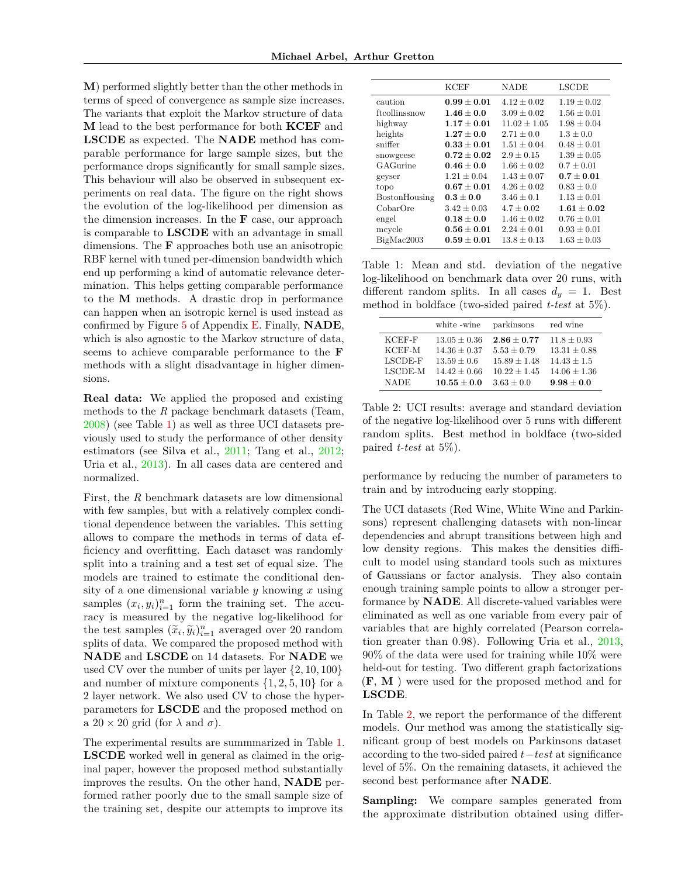**M**) performed slightly better than the other methods in terms of speed of convergence as sample size increases. The variants that exploit the Markov structure of data **M** lead to the best performance for both **KCEF** and **LSCDE** as expected. The **NADE** method has comparable performance for large sample sizes, but the performance drops significantly for small sample sizes. This behaviour will also be observed in subsequent experiments on real data. The figure on the right shows the evolution of the log-likelihood per dimension as the dimension increases. In the **F** case, our approach is comparable to **LSCDE** with an advantage in small dimensions. The **F** approaches both use an anisotropic RBF kernel with tuned per-dimension bandwidth which end up performing a kind of automatic relevance determination. This helps getting comparable performance to the **M** methods. A drastic drop in performance can happen when an isotropic kernel is used instead as confirmed by Figure 5 of Appendix E. Finally, **NADE**, which is also agnostic to the Markov structure of data, seems to achieve comparable performance to the **F** methods with a slight disadvantage in higher dimensions.

**Real data:** We applied the proposed and existing methods to the *R* package benchmark datasets (Team, 2008) (see Table 1) as well as three UCI datasets previously used to study the performance of other density estimators (see Silva et al., 2011; Tang et al., 2012; Uria et al., 2013). In all cases data are centered and normalized.

First, the *R* benchmark datasets are low dimensional with few samples, but with a relatively complex conditional dependence between the variables. This setting allows to compare the methods in terms of data efficiency and overfitting. Each dataset was randomly split into a training and a test set of equal size. The models are trained to estimate the conditional density of a one dimensional variable $y$ knowing $x$ using samples $(x_i, y_i)_{i=1}^n$ form the training set. The accuracy is measured by the negative log-likelihood for the test samples $(\widetilde{x}_i, \widetilde{y}_i)_{i=1}^n$ averaged over 20 random splits of data. We compared the proposed method with **NADE** and **LSCDE** on 14 datasets. For **NADE** we used CV over the number of units per layer $\{2, 10, 100\}$ and number of mixture components $\{1, 2, 5, 10\}$ for a 2 layer network. We also used CV to chose the hyperparameters for **LSCDE** and the proposed method on a $20 \times 20$ grid (for $\lambda$ and $\sigma$).

The experimental results are summmarized in Table 1. **LSCDE** worked well in general as claimed in the original paper, however the proposed method substantially improves the results. On the other hand, **NADE** performed rather poorly due to the small sample size of the training set, despite our attempts to improve its performance by reducing the number of parameters to train and by introducing early stopping.

| | KCEF | NADE | LSCDE |
|---|---|---|---|
| caution | $\mathbf{0.99 \pm 0.01}$ | $4.12 \pm 0.02$ | $1.19 \pm 0.02$ |
| ftcollinssnow | $\mathbf{1.46 \pm 0.0}$ | $3.09 \pm 0.02$ | $1.56 \pm 0.01$ |
| highway | $\mathbf{1.17 \pm 0.01}$ | $11.02 \pm 1.05$ | $1.98 \pm 0.04$ |
| heights | $\mathbf{1.27 \pm 0.0}$ | $2.71 \pm 0.0$ | $1.3 \pm 0.0$ |
| sniffer | $\mathbf{0.33 \pm 0.01}$ | $1.51 \pm 0.04$ | $0.48 \pm 0.01$ |
| snowgeese | $\mathbf{0.72 \pm 0.02}$ | $2.9 \pm 0.15$ | $1.39 \pm 0.05$ |
| GAGurine | $\mathbf{0.46 \pm 0.0}$ | $1.66 \pm 0.02$ | $0.7 \pm 0.01$ |
| geyser | $1.21 \pm 0.04$ | $1.43 \pm 0.07$ | $\mathbf{0.7 \pm 0.01}$ |
| topo | $\mathbf{0.67 \pm 0.01}$ | $4.26 \pm 0.02$ | $0.83 \pm 0.0$ |
| BostonHousing | $\mathbf{0.3 \pm 0.0}$ | $3.46 \pm 0.1$ | $1.13 \pm 0.01$ |
| CobarOre | $3.42 \pm 0.03$ | $4.7 \pm 0.02$ | $\mathbf{1.61 \pm 0.02}$ |
| engel | $\mathbf{0.18 \pm 0.0}$ | $1.46 \pm 0.02$ | $0.76 \pm 0.01$ |
| mcycle | $\mathbf{0.56 \pm 0.01}$ | $2.24 \pm 0.01$ | $0.93 \pm 0.01$ |
| BigMac2003 | $\mathbf{0.59 \pm 0.01}$ | $13.8 \pm 0.13$ | $1.63 \pm 0.03$ |

Table 1: Mean and std. deviation of the negative log-likelihood on benchmark data over 20 runs, with different random splits. In all cases $d_y = 1$. Best method in boldface (two-sided paired *t-test* at 5%).

| | white -wine | parkinsons | red wine |
|---|---|---|---|
| KCEF-F | $13.05 \pm 0.36$ | $\mathbf{2.86 \pm 0.77}$ | $11.8 \pm 0.93$ |
| KCEF-M | $14.36 \pm 0.37$ | $5.53 \pm 0.79$ | $13.31 \pm 0.88$ |
| LSCDE-F | $13.59 \pm 0.6$ | $15.89 \pm 1.48$ | $14.43 \pm 1.5$ |
| LSCDE-M | $14.42 \pm 0.66$ | $10.22 \pm 1.45$ | $14.06 \pm 1.36$ |
| NADE | $\mathbf{10.55 \pm 0.0}$ | $3.63 \pm 0.0$ | $\mathbf{9.98 \pm 0.0}$ |

Table 2: UCI results: average and standard deviation of the negative log-likelihood over 5 runs with different random splits. Best method in boldface (two-sided paired *t-test* at 5%).

The UCI datasets (Red Wine, White Wine and Parkinsons) represent challenging datasets with non-linear dependencies and abrupt transitions between high and low density regions. This makes the densities difficult to model using standard tools such as mixtures of Gaussians or factor analysis. They also contain enough training sample points to allow a stronger performance by **NADE**. All discrete-valued variables were eliminated as well as one variable from every pair of variables that are highly correlated (Pearson correlation greater than 0.98). Following Uria et al., 2013, 90% of the data were used for training while 10% were held-out for testing. Two different graph factorizations (**F**, **M** ) were used for the proposed method and for **LSCDE**.

In Table 2, we report the performance of the different models. Our method was among the statistically significant group of best models on Parkinsons dataset according to the two-sided paired $t-test$ at significance level of 5%. On the remaining datasets, it achieved the second best performance after **NADE**.

**Sampling:** We compare samples generated from the approximate distribution obtained using differ-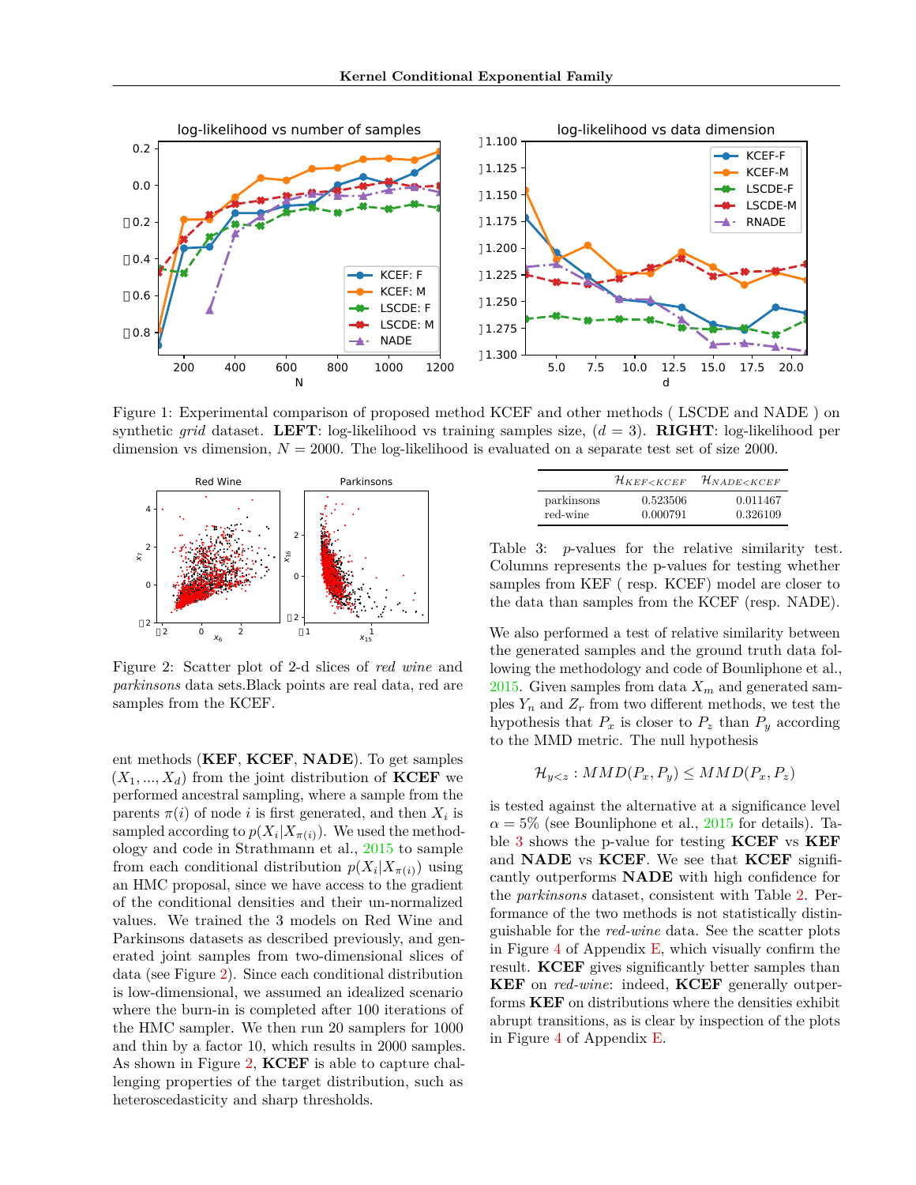Figure 1: Experimental comparison of proposed method KCEF and other methods ( LSCDE and NADE ) on synthetic *grid* dataset. **LEFT**: log-likelihood vs training samples size, ($d = 3$). **RIGHT**: log-likelihood per dimension vs dimension, $N = 2000$. The log-likelihood is evaluated on a separate test set of size 2000.

Figure 2: Scatter plot of 2-d slices of *red wine* and *parkinsons* data sets.Black points are real data, red are samples from the KCEF.

ent methods (**KEF**, **KCEF**, **NADE**). To get samples $(X_1, ..., X_d)$ from the joint distribution of **KCEF** we performed ancestral sampling, where a sample from the parents $\pi(i)$ of node $i$ is first generated, and then $X_i$ is sampled according to $p(X_i|X_{\pi(i)})$. We used the methodology and code in Strathmann et al., 2015 to sample from each conditional distribution $p(X_i|X_{\pi(i)})$ using an HMC proposal, since we have access to the gradient of the conditional densities and their un-normalized values. We trained the 3 models on Red Wine and Parkinsons datasets as described previously, and generated joint samples from two-dimensional slices of data (see Figure 2). Since each conditional distribution is low-dimensional, we assumed an idealized scenario where the burn-in is completed after 100 iterations of the HMC sampler. We then run 20 samplers for 1000 and thin by a factor 10, which results in 2000 samples. As shown in Figure 2, **KCEF** is able to capture challenging properties of the target distribution, such as heteroscedasticity and sharp thresholds.

|  | $\mathcal{H}_{KEF<KCEF}$ | $\mathcal{H}_{NADE<KCEF}$ |
|---|---|---|
| parkinsons | 0.523506 | 0.011467 |
| red-wine | 0.000791 | 0.326109 |

Table 3: $p$-values for the relative similarity test. Columns represents the p-values for testing whether samples from KEF ( resp. KCEF) model are closer to the data than samples from the KCEF (resp. NADE).

We also performed a test of relative similarity between the generated samples and the ground truth data following the methodology and code of Bounliphone et al., 2015. Given samples from data $X_m$ and generated samples $Y_n$ and $Z_r$ from two different methods, we test the hypothesis that $P_x$ is closer to $P_z$ than $P_y$ according to the MMD metric. The null hypothesis

$$\mathcal{H}_{y<z} : MMD(P_x, P_y) \leq MMD(P_x, P_z)$$

is tested against the alternative at a significance level $\alpha = 5\%$ (see Bounliphone et al., 2015 for details). Table 3 shows the p-value for testing **KCEF** vs **KEF** and **NADE** vs **KCEF**. We see that **KCEF** significantly outperforms **NADE** with high confidence for the *parkinsons* dataset, consistent with Table 2. Performance of the two methods is not statistically distinguishable for the *red-wine* data. See the scatter plots in Figure 4 of Appendix E, which visually confirm the result. **KCEF** gives significantly better samples than **KEF** on *red-wine*: indeed, **KCEF** generally outperforms **KEF** on distributions where the densities exhibit abrupt transitions, as is clear by inspection of the plots in Figure 4 of Appendix E.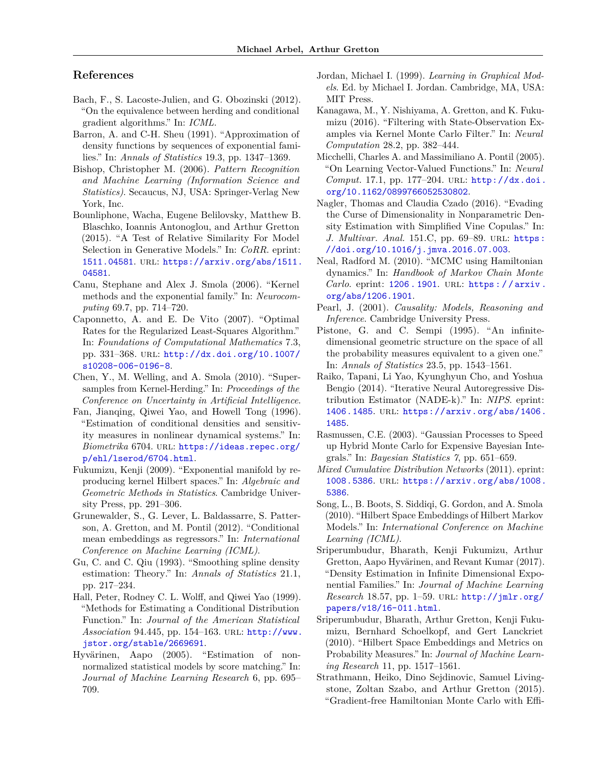## References

Bach, F., S. Lacoste-Julien, and G. Obozinski (2012). “On the equivalence between herding and conditional gradient algorithms.” In: *ICML*.

Barron, A. and C-H. Sheu (1991). “Approximation of density functions by sequences of exponential families.” In: *Annals of Statistics* 19.3, pp. 1347–1369.

Bishop, Christopher M. (2006). *Pattern Recognition and Machine Learning (Information Science and Statistics)*. Secaucus, NJ, USA: Springer-Verlag New York, Inc.

Bounliphone, Wacha, Eugene Belilovsky, Matthew B. Blaschko, Ioannis Antonoglou, and Arthur Gretton (2015). “A Test of Relative Similarity For Model Selection in Generative Models.” In: *CoRR*. eprint: 1511.04581. URL: https://arxiv.org/abs/1511.04581.

Canu, Stephane and Alex J. Smola (2006). “Kernel methods and the exponential family.” In: *Neurocomputing* 69.7, pp. 714–720.

Caponnetto, A. and E. De Vito (2007). “Optimal Rates for the Regularized Least-Squares Algorithm.” In: *Foundations of Computational Mathematics* 7.3, pp. 331–368. URL: http://dx.doi.org/10.1007/s10208-006-0196-8.

Chen, Y., M. Welling, and A. Smola (2010). “Supersamples from Kernel-Herding.” In: *Proceedings of the Conference on Uncertainty in Artificial Intelligence*.

Fan, Jianqing, Qiwei Yao, and Howell Tong (1996). “Estimation of conditional densities and sensitivity measures in nonlinear dynamical systems.” In: *Biometrika* 6704. URL: https://ideas.repec.org/p/ehl/lserod/6704.html.

Fukumizu, Kenji (2009). “Exponential manifold by reproducing kernel Hilbert spaces.” In: *Algebraic and Geometric Methods in Statistics*. Cambridge University Press, pp. 291–306.

Grunewalder, S., G. Lever, L. Baldassarre, S. Patterson, A. Gretton, and M. Pontil (2012). “Conditional mean embeddings as regressors.” In: *International Conference on Machine Learning (ICML)*.

Gu, C. and C. Qiu (1993). “Smoothing spline density estimation: Theory.” In: *Annals of Statistics* 21.1, pp. 217–234.

Hall, Peter, Rodney C. L. Wolff, and Qiwei Yao (1999). “Methods for Estimating a Conditional Distribution Function.” In: *Journal of the American Statistical Association* 94.445, pp. 154–163. URL: http://www.jstor.org/stable/2669691.

Hyvärinen, Aapo (2005). “Estimation of non-normalized statistical models by score matching.” In: *Journal of Machine Learning Research* 6, pp. 695–709.

Jordan, Michael I. (1999). *Learning in Graphical Models*. Ed. by Michael I. Jordan. Cambridge, MA, USA: MIT Press.

Kanagawa, M., Y. Nishiyama, A. Gretton, and K. Fukumizu (2016). “Filtering with State-Observation Examples via Kernel Monte Carlo Filter.” In: *Neural Computation* 28.2, pp. 382–444.

Micchelli, Charles A. and Massimiliano A. Pontil (2005). “On Learning Vector-Valued Functions.” In: *Neural Comput.* 17.1, pp. 177–204. URL: http://dx.doi.org/10.1162/0899766052530802.

Nagler, Thomas and Claudia Czado (2016). “Evading the Curse of Dimensionality in Nonparametric Density Estimation with Simplified Vine Copulas.” In: *J. Multivar. Anal.* 151.C, pp. 69–89. URL: https://doi.org/10.1016/j.jmva.2016.07.003.

Neal, Radford M. (2010). “MCMC using Hamiltonian dynamics.” In: *Handbook of Markov Chain Monte Carlo*. eprint: 1206.1901. URL: https://arxiv.org/abs/1206.1901.

Pearl, J. (2001). *Causality: Models, Reasoning and Inference*. Cambridge University Press.

Pistone, G. and C. Sempi (1995). “An infinite-dimensional geometric structure on the space of all the probability measures equivalent to a given one.” In: *Annals of Statistics* 23.5, pp. 1543–1561.

Raiko, Tapani, Li Yao, Kyunghyun Cho, and Yoshua Bengio (2014). “Iterative Neural Autoregressive Distribution Estimator (NADE-k).” In: *NIPS*. eprint: 1406.1485. URL: https://arxiv.org/abs/1406.1485.

Rasmussen, C.E. (2003). “Gaussian Processes to Speed up Hybrid Monte Carlo for Expensive Bayesian Integrals.” In: *Bayesian Statistics 7*, pp. 651–659.

*Mixed Cumulative Distribution Networks* (2011). eprint: 1008.5386. URL: https://arxiv.org/abs/1008.5386.

Song, L., B. Boots, S. Siddiqi, G. Gordon, and A. Smola (2010). “Hilbert Space Embeddings of Hilbert Markov Models.” In: *International Conference on Machine Learning (ICML)*.

Sriperumbudur, Bharath, Kenji Fukumizu, Arthur Gretton, Aapo Hyvärinen, and Revant Kumar (2017). “Density Estimation in Infinite Dimensional Exponential Families.” In: *Journal of Machine Learning Research* 18.57, pp. 1–59. URL: http://jmlr.org/papers/v18/16-011.html.

Sriperumbudur, Bharath, Arthur Gretton, Kenji Fukumizu, Bernhard Schoelkopf, and Gert Lanckriet (2010). “Hilbert Space Embeddings and Metrics on Probability Measures.” In: *Journal of Machine Learning Research* 11, pp. 1517–1561.

Strathmann, Heiko, Dino Sejdinovic, Samuel Livingstone, Zoltan Szabo, and Arthur Gretton (2015). “Gradient-free Hamiltonian Monte Carlo with Effi-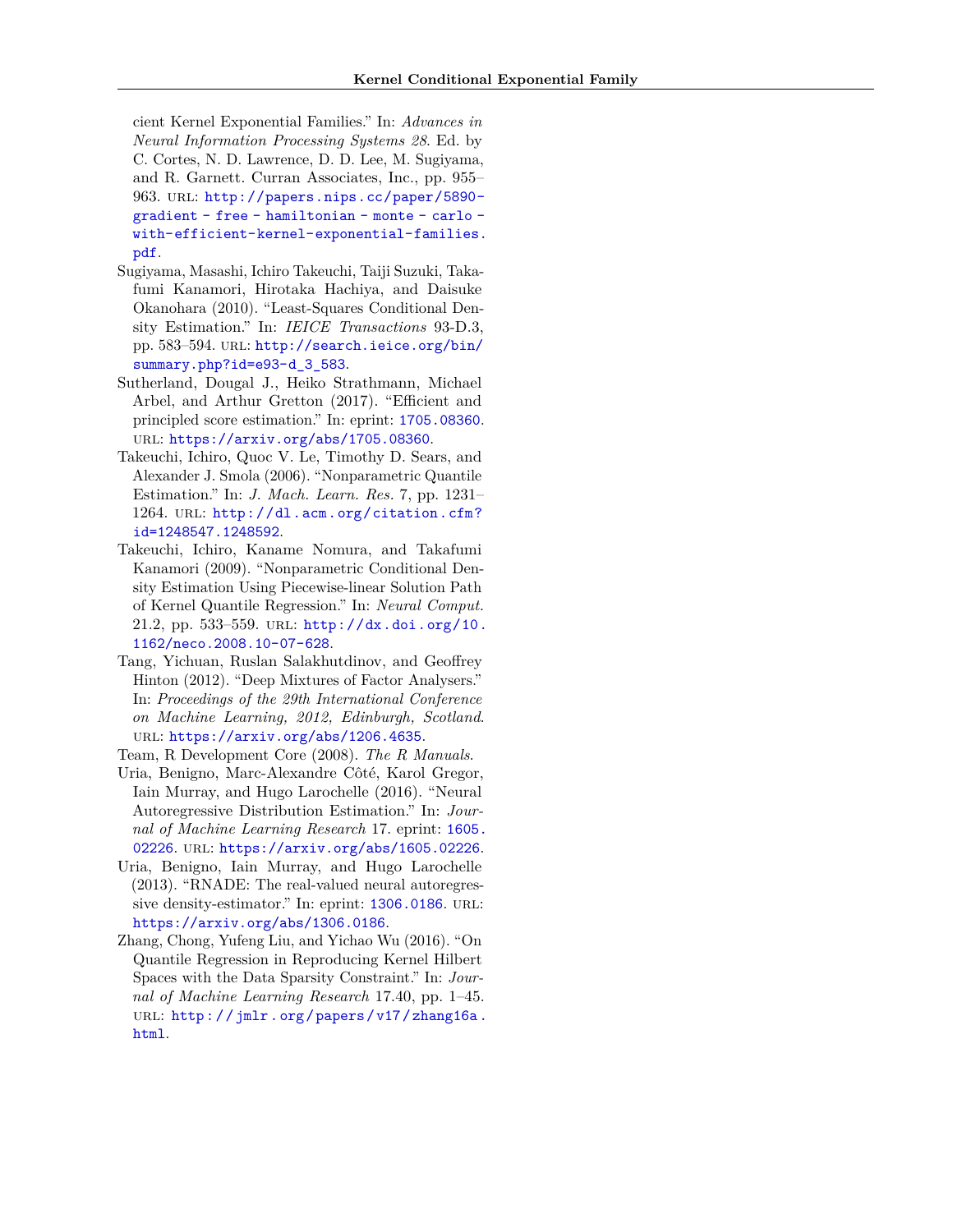cient Kernel Exponential Families." In: *Advances in Neural Information Processing Systems 28*. Ed. by C. Cortes, N. D. Lawrence, D. D. Lee, M. Sugiyama, and R. Garnett. Curran Associates, Inc., pp. 955–963. URL: http://papers.nips.cc/paper/5890-gradient-free-hamiltonian-monte-carlo-with-efficient-kernel-exponential-families.pdf.

Sugiyama, Masashi, Ichiro Takeuchi, Taiji Suzuki, Takafumi Kanamori, Hirotaka Hachiya, and Daisuke Okanohara (2010). "Least-Squares Conditional Density Estimation." In: *IEICE Transactions* 93-D.3, pp. 583–594. URL: http://search.ieice.org/bin/summary.php?id=e93-d_3_583.

Sutherland, Dougal J., Heiko Strathmann, Michael Arbel, and Arthur Gretton (2017). "Efficient and principled score estimation." In: eprint: 1705.08360. URL: https://arxiv.org/abs/1705.08360.

Takeuchi, Ichiro, Quoc V. Le, Timothy D. Sears, and Alexander J. Smola (2006). "Nonparametric Quantile Estimation." In: *J. Mach. Learn. Res.* 7, pp. 1231–1264. URL: http://dl.acm.org/citation.cfm?id=1248547.1248592.

Takeuchi, Ichiro, Kaname Nomura, and Takafumi Kanamori (2009). "Nonparametric Conditional Density Estimation Using Piecewise-linear Solution Path of Kernel Quantile Regression." In: *Neural Comput.* 21.2, pp. 533–559. URL: http://dx.doi.org/10.1162/neco.2008.10-07-628.

Tang, Yichuan, Ruslan Salakhutdinov, and Geoffrey Hinton (2012). "Deep Mixtures of Factor Analysers." In: *Proceedings of the 29th International Conference on Machine Learning, 2012, Edinburgh, Scotland*. URL: https://arxiv.org/abs/1206.4635.

Team, R Development Core (2008). *The R Manuals*.

Uria, Benigno, Marc-Alexandre Côté, Karol Gregor, Iain Murray, and Hugo Larochelle (2016). "Neural Autoregressive Distribution Estimation." In: *Journal of Machine Learning Research* 17. eprint: 1605.02226. URL: https://arxiv.org/abs/1605.02226.

Uria, Benigno, Iain Murray, and Hugo Larochelle (2013). "RNADE: The real-valued neural autoregressive density-estimator." In: eprint: 1306.0186. URL: https://arxiv.org/abs/1306.0186.

Zhang, Chong, Yufeng Liu, and Yichao Wu (2016). "On Quantile Regression in Reproducing Kernel Hilbert Spaces with the Data Sparsity Constraint." In: *Journal of Machine Learning Research* 17.40, pp. 1–45. URL: http://jmlr.org/papers/v17/zhang16a.html.